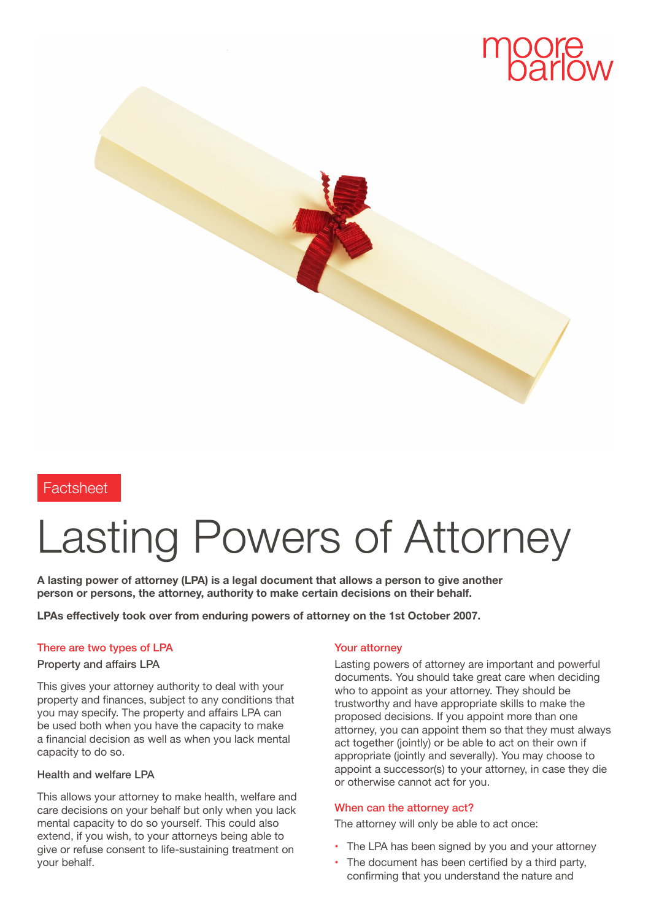moore barlow

Factsheet

# Lasting Powers of Attorney

**A lasting power of attorney (LPA) is a legal document that allows a person to give another person or persons, the attorney, authority to make certain decisions on their behalf.**

**LPAs effectively took over from enduring powers of attorney on the 1st October 2007.**

## There are two types of LPA

### Property and affairs LPA

This gives your attorney authority to deal with your property and finances, subject to any conditions that you may specify. The property and affairs LPA can be used both when you have the capacity to make a financial decision as well as when you lack mental capacity to do so.

### Health and welfare LPA

This allows your attorney to make health, welfare and care decisions on your behalf but only when you lack mental capacity to do so yourself. This could also extend, if you wish, to your attorneys being able to give or refuse consent to life-sustaining treatment on your behalf.

## Your attorney

Lasting powers of attorney are important and powerful documents. You should take great care when deciding who to appoint as your attorney. They should be trustworthy and have appropriate skills to make the proposed decisions. If you appoint more than one attorney, you can appoint them so that they must always act together (jointly) or be able to act on their own if appropriate (jointly and severally). You may choose to appoint a successor(s) to your attorney, in case they die or otherwise cannot act for you.

## When can the attorney act?

The attorney will only be able to act once:

- The LPA has been signed by you and your attorney
- The document has been certified by a third party, confirming that you understand the nature and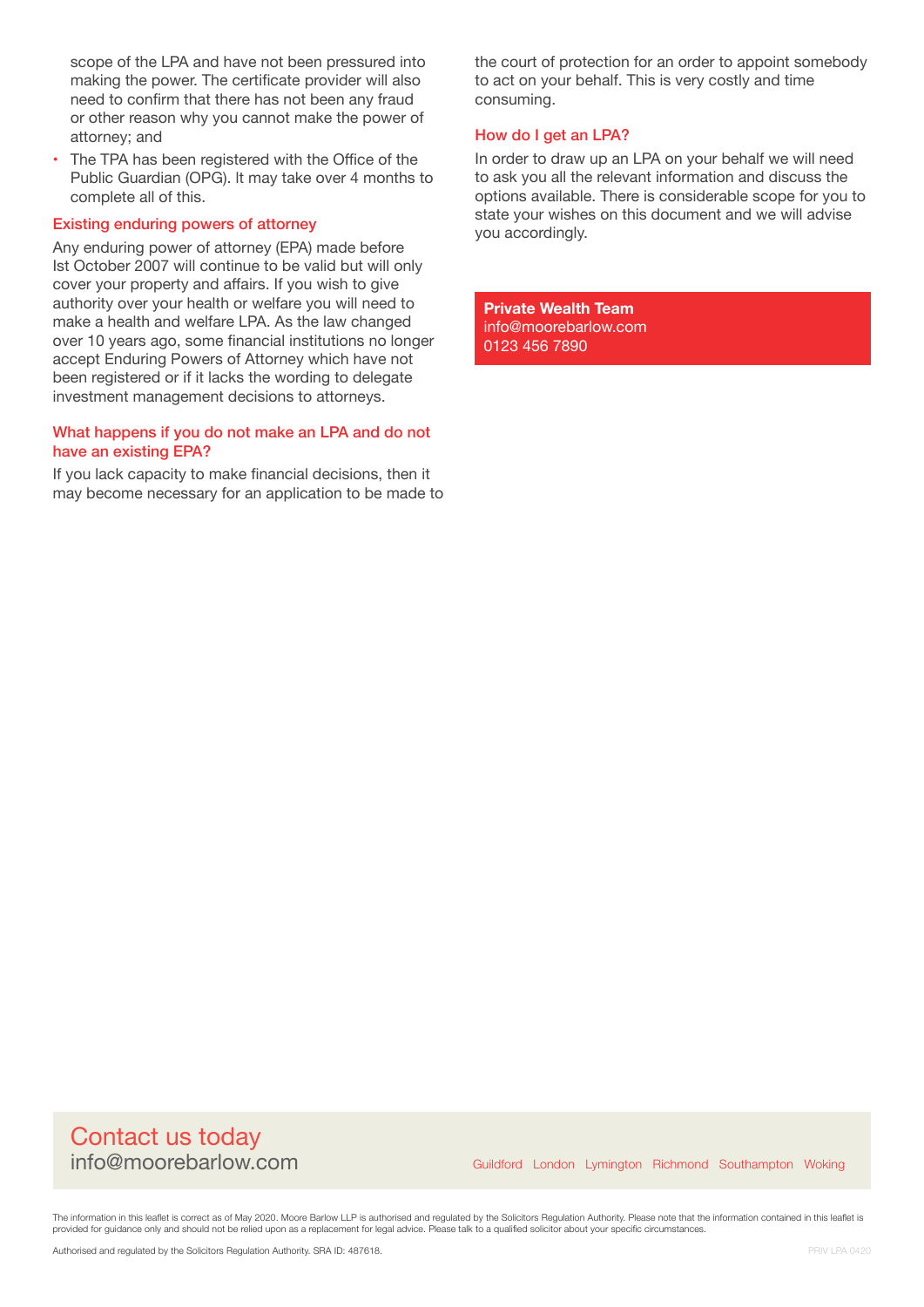scope of the LPA and have not been pressured into making the power. The certificate provider will also need to confirm that there has not been any fraud or other reason why you cannot make the power of attorney; and

- The TPA has been registered with the Office of the Public Guardian (OPG). It may take over 4 months to complete all of this.

### Existing enduring powers of attorney

Any enduring power of attorney (EPA) made before Ist October 2007 will continue to be valid but will only cover your property and affairs. If you wish to give authority over your health or welfare you will need to make a health and welfare LPA. As the law changed over 10 years ago, some financial institutions no longer accept Enduring Powers of Attorney which have not been registered or if it lacks the wording to delegate investment management decisions to attorneys.

### What happens if you do not make an LPA and do not have an existing EPA?

If you lack capacity to make financial decisions, then it may become necessary for an application to be made to the court of protection for an order to appoint somebody to act on your behalf. This is very costly and time consuming.

### How do I get an LPA?

In order to draw up an LPA on your behalf we will need to ask you all the relevant information and discuss the options available. There is considerable scope for you to state your wishes on this document and we will advise you accordingly.

**Private Wealth Team**
info@moorebarlow.com
0123 456 7890

## Contact us today
info@moorebarlow.com

Guildford London Lymington Richmond Southampton Woking

The information in this leaflet is correct as of May 2020. Moore Barlow LLP is authorised and regulated by the Solicitors Regulation Authority. Please note that the information contained in this leaflet is provided for guidance only and should not be relied upon as a replacement for legal advice. Please talk to a qualified solicitor about your specific circumstances.

Authorised and regulated by the Solicitors Regulation Authority. SRA ID: 487618.

PRIV LPA 0420